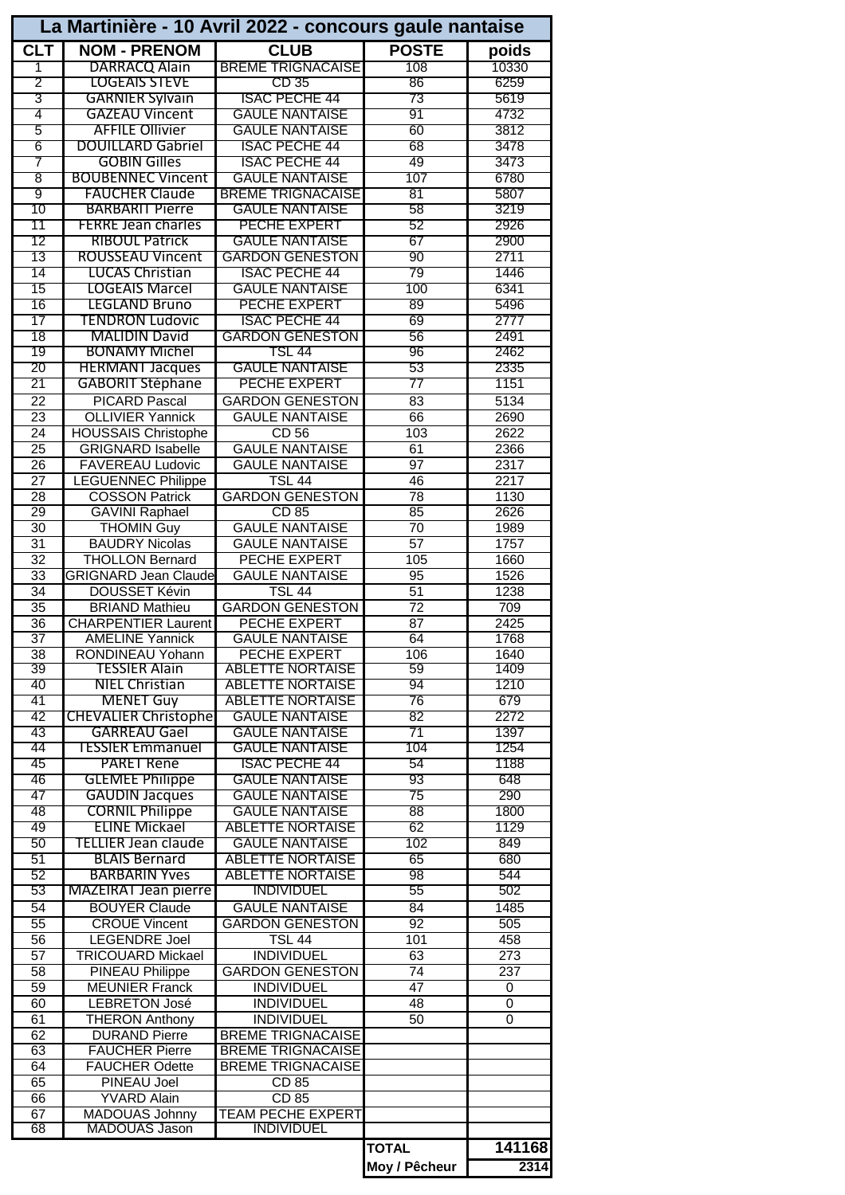# La Martinière - 10 Avril 2022 - concours gaule nantaise

| CLT | NOM - PRENOM | CLUB | POSTE | poids |
|---|---|---|---|---|
| 1 | DARRACQ Alain | BREME TRIGNACAISE | 108 | 10330 |
| 2 | LOGEAIS STEVE | CD 35 | 86 | 6259 |
| 3 | GARNIER Sylvain | ISAC PECHE 44 | 73 | 5619 |
| 4 | GAZEAU Vincent | GAULE NANTAISE | 91 | 4732 |
| 5 | AFFILE Ollivier | GAULE NANTAISE | 60 | 3812 |
| 6 | DOUILLARD Gabriel | ISAC PECHE 44 | 68 | 3478 |
| 7 | GOBIN Gilles | ISAC PECHE 44 | 49 | 3473 |
| 8 | BOUBENNEC Vincent | GAULE NANTAISE | 107 | 6780 |
| 9 | FAUCHER Claude | BREME TRIGNACAISE | 81 | 5807 |
| 10 | BARBARIT Pierre | GAULE NANTAISE | 58 | 3219 |
| 11 | FERRE Jean charles | PECHE EXPERT | 52 | 2926 |
| 12 | RIBOUL Patrick | GAULE NANTAISE | 67 | 2900 |
| 13 | ROUSSEAU Vincent | GARDON GENESTON | 90 | 2711 |
| 14 | LUCAS Christian | ISAC PECHE 44 | 79 | 1446 |
| 15 | LOGEAIS Marcel | GAULE NANTAISE | 100 | 6341 |
| 16 | LEGLAND Bruno | PECHE EXPERT | 89 | 5496 |
| 17 | TENDRON Ludovic | ISAC PECHE 44 | 69 | 2777 |
| 18 | MALIDIN David | GARDON GENESTON | 56 | 2491 |
| 19 | BONAMY Michel | TSL 44 | 96 | 2462 |
| 20 | HERMANT Jacques | GAULE NANTAISE | 53 | 2335 |
| 21 | GABORIT Stéphane | PECHE EXPERT | 77 | 1151 |
| 22 | PICARD Pascal | GARDON GENESTON | 83 | 5134 |
| 23 | OLLIVIER Yannick | GAULE NANTAISE | 66 | 2690 |
| 24 | HOUSSAIS Christophe | CD 56 | 103 | 2622 |
| 25 | GRIGNARD Isabelle | GAULE NANTAISE | 61 | 2366 |
| 26 | FAVEREAU Ludovic | GAULE NANTAISE | 97 | 2317 |
| 27 | LEGUENNEC Philippe | TSL 44 | 46 | 2217 |
| 28 | COSSON Patrick | GARDON GENESTON | 78 | 1130 |
| 29 | GAVINI Raphael | CD 85 | 85 | 2626 |
| 30 | THOMIN Guy | GAULE NANTAISE | 70 | 1989 |
| 31 | BAUDRY Nicolas | GAULE NANTAISE | 57 | 1757 |
| 32 | THOLLON Bernard | PECHE EXPERT | 105 | 1660 |
| 33 | GRIGNARD Jean Claude | GAULE NANTAISE | 95 | 1526 |
| 34 | DOUSSET Kévin | TSL 44 | 51 | 1238 |
| 35 | BRIAND Mathieu | GARDON GENESTON | 72 | 709 |
| 36 | CHARPENTIER Laurent | PECHE EXPERT | 87 | 2425 |
| 37 | AMELINE Yannick | GAULE NANTAISE | 64 | 1768 |
| 38 | RONDINEAU Yohann | PECHE EXPERT | 106 | 1640 |
| 39 | TESSIER Alain | ABLETTE NORTAISE | 59 | 1409 |
| 40 | NIEL Christian | ABLETTE NORTAISE | 94 | 1210 |
| 41 | MENET Guy | ABLETTE NORTAISE | 76 | 679 |
| 42 | CHEVALIER Christophe | GAULE NANTAISE | 82 | 2272 |
| 43 | GARREAU Gael | GAULE NANTAISE | 71 | 1397 |
| 44 | TESSIER Emmanuel | GAULE NANTAISE | 104 | 1254 |
| 45 | PARET René | ISAC PECHE 44 | 54 | 1188 |
| 46 | GLEMEE Philippe | GAULE NANTAISE | 93 | 648 |
| 47 | GAUDIN Jacques | GAULE NANTAISE | 75 | 290 |
| 48 | CORNIL Philippe | GAULE NANTAISE | 88 | 1800 |
| 49 | ELINE Mickael | ABLETTE NORTAISE | 62 | 1129 |
| 50 | TELLIER Jean claude | GAULE NANTAISE | 102 | 849 |
| 51 | BLAIS Bernard | ABLETTE NORTAISE | 65 | 680 |
| 52 | BARBARIN Yves | ABLETTE NORTAISE | 98 | 544 |
| 53 | MAZEIRAT Jean pierre | INDIVIDUEL | 55 | 502 |
| 54 | BOUYER Claude | GAULE NANTAISE | 84 | 1485 |
| 55 | CROUE Vincent | GARDON GENESTON | 92 | 505 |
| 56 | LEGENDRE Joel | TSL 44 | 101 | 458 |
| 57 | TRICOUARD Mickael | INDIVIDUEL | 63 | 273 |
| 58 | PINEAU Philippe | GARDON GENESTON | 74 | 237 |
| 59 | MEUNIER Franck | INDIVIDUEL | 47 | 0 |
| 60 | LEBRETON José | INDIVIDUEL | 48 | 0 |
| 61 | THERON Anthony | INDIVIDUEL | 50 | 0 |
| 62 | DURAND Pierre | BREME TRIGNACAISE | | |
| 63 | FAUCHER Pierre | BREME TRIGNACAISE | | |
| 64 | FAUCHER Odette | BREME TRIGNACAISE | | |
| 65 | PINEAU Joel | CD 85 | | |
| 66 | YVARD Alain | CD 85 | | |
| 67 | MADOUAS Johnny | TEAM PECHE EXPERT | | |
| 68 | MADOUAS Jason | INDIVIDUEL | | |
| | | | **TOTAL** | **141168** |
| | | | **Moy / Pêcheur** | **2314** |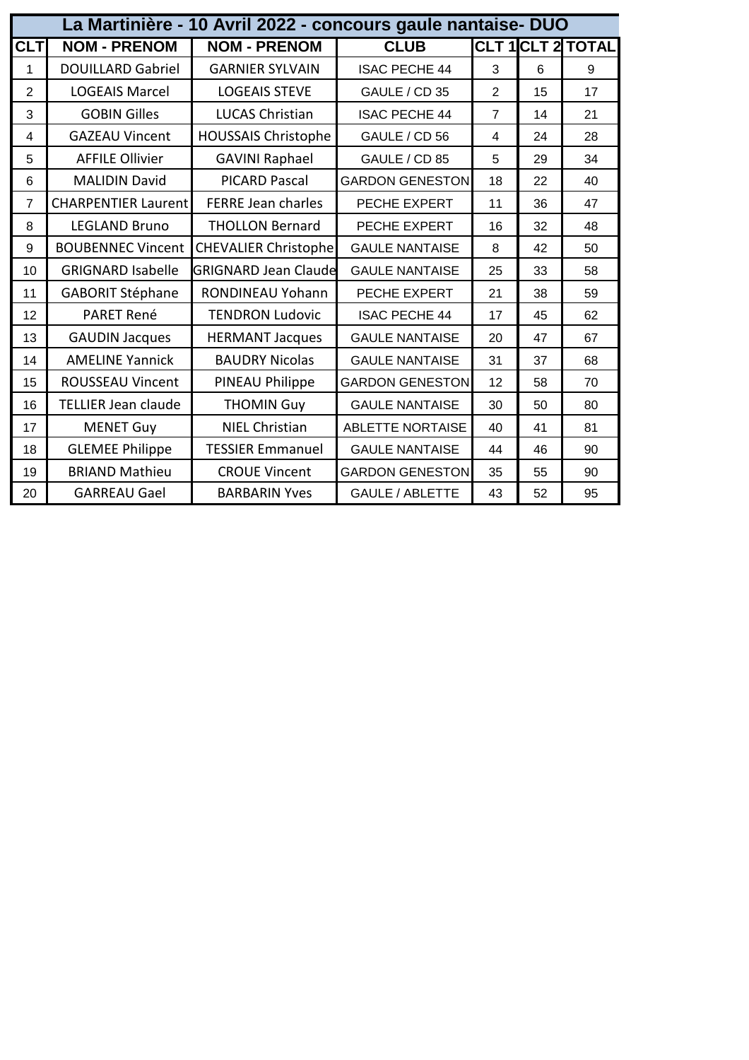| La Martinière - 10 Avril 2022 - concours gaule nantaise- DUO | | | | | | |
|---|---|---|---|---|---|---|
| **CLT** | **NOM - PRENOM** | **NOM - PRENOM** | **CLUB** | **CLT 1** | **CLT 2** | **TOTAL** |
| 1 | DOUILLARD Gabriel | GARNIER SYLVAIN | ISAC PECHE 44 | 3 | 6 | 9 |
| 2 | LOGEAIS Marcel | LOGEAIS STEVE | GAULE / CD 35 | 2 | 15 | 17 |
| 3 | GOBIN Gilles | LUCAS Christian | ISAC PECHE 44 | 7 | 14 | 21 |
| 4 | GAZEAU Vincent | HOUSSAIS Christophe | GAULE / CD 56 | 4 | 24 | 28 |
| 5 | AFFILE Ollivier | GAVINI Raphael | GAULE / CD 85 | 5 | 29 | 34 |
| 6 | MALIDIN David | PICARD Pascal | GARDON GENESTON | 18 | 22 | 40 |
| 7 | CHARPENTIER Laurent | FERRE Jean charles | PECHE EXPERT | 11 | 36 | 47 |
| 8 | LEGLAND Bruno | THOLLON Bernard | PECHE EXPERT | 16 | 32 | 48 |
| 9 | BOUBENNEC Vincent | CHEVALIER Christophe | GAULE NANTAISE | 8 | 42 | 50 |
| 10 | GRIGNARD Isabelle | GRIGNARD Jean Claude | GAULE NANTAISE | 25 | 33 | 58 |
| 11 | GABORIT Stéphane | RONDINEAU Yohann | PECHE EXPERT | 21 | 38 | 59 |
| 12 | PARET René | TENDRON Ludovic | ISAC PECHE 44 | 17 | 45 | 62 |
| 13 | GAUDIN Jacques | HERMANT Jacques | GAULE NANTAISE | 20 | 47 | 67 |
| 14 | AMELINE Yannick | BAUDRY Nicolas | GAULE NANTAISE | 31 | 37 | 68 |
| 15 | ROUSSEAU Vincent | PINEAU Philippe | GARDON GENESTON | 12 | 58 | 70 |
| 16 | TELLIER Jean claude | THOMIN Guy | GAULE NANTAISE | 30 | 50 | 80 |
| 17 | MENET Guy | NIEL Christian | ABLETTE NORTAISE | 40 | 41 | 81 |
| 18 | GLEMEE Philippe | TESSIER Emmanuel | GAULE NANTAISE | 44 | 46 | 90 |
| 19 | BRIAND Mathieu | CROUE Vincent | GARDON GENESTON | 35 | 55 | 90 |
| 20 | GARREAU Gael | BARBARIN Yves | GAULE / ABLETTE | 43 | 52 | 95 |